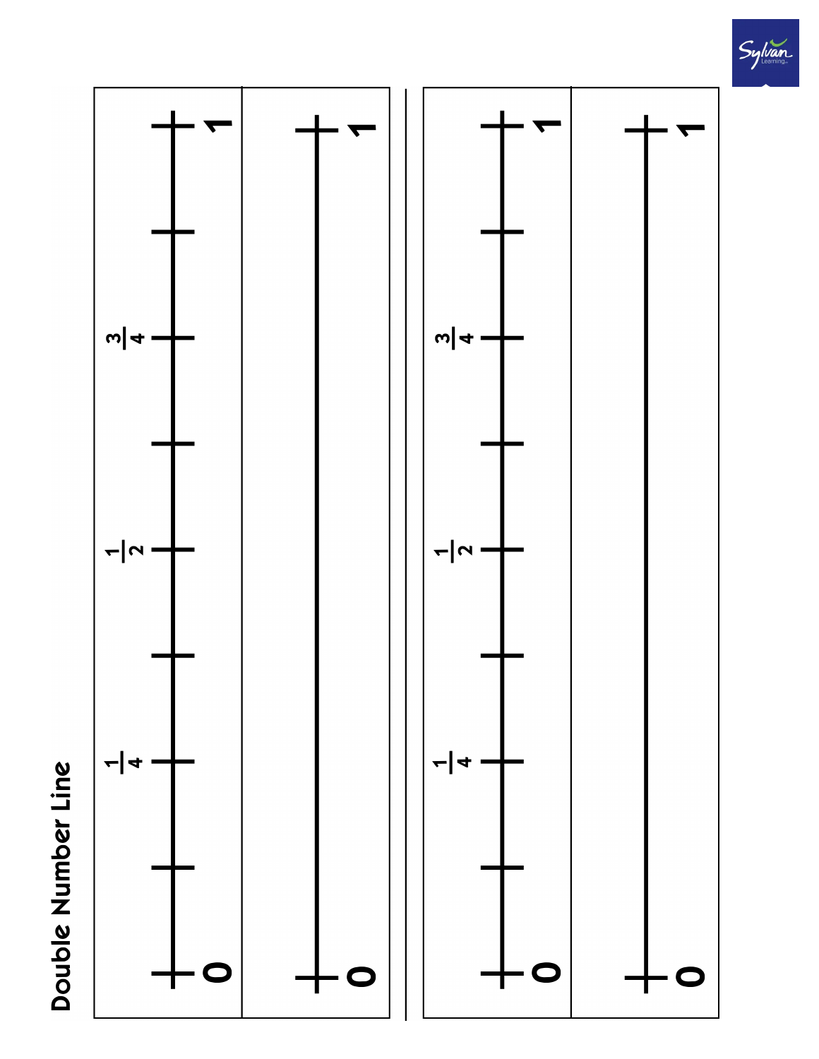# Double Number Line

$0$ — $\frac{1}{4}$ — $\frac{1}{2}$ — $\frac{3}{4}$ — $1$

$0$ — $1$

$0$ — $\frac{1}{4}$ — $\frac{1}{2}$ — $\frac{3}{4}$ — $1$

$0$ — $1$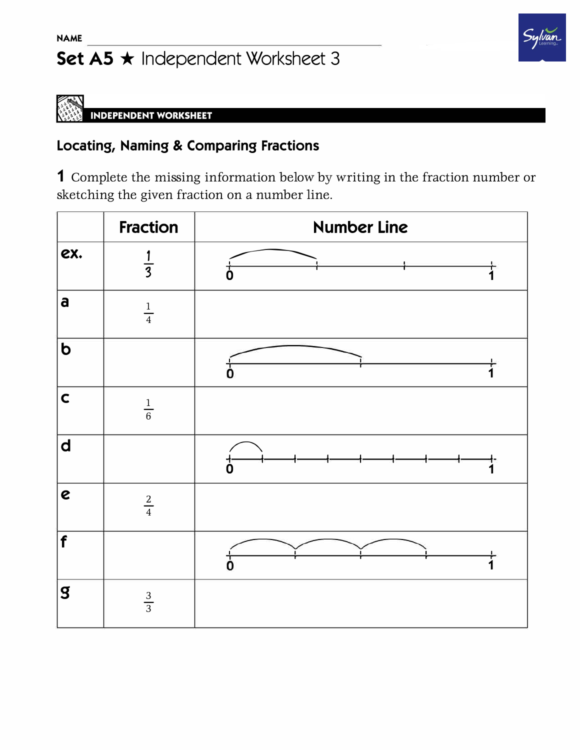NAME ______________________________

# Set A5 ★ Independent Worksheet 3

**INDEPENDENT WORKSHEET**

## Locating, Naming & Comparing Fractions

**1** Complete the missing information below by writing in the fraction number or sketching the given fraction on a number line.

| | Fraction | Number Line |
|---|---|---|
| ex. | $\frac{1}{3}$ | 0 — 1 |
| a | $\frac{1}{4}$ | |
| b | | 0 — 1 |
| c | $\frac{1}{6}$ | |
| d | | 0 — 1 |
| e | $\frac{2}{4}$ | |
| f | | 0 — 1 |
| g | $\frac{3}{3}$ | |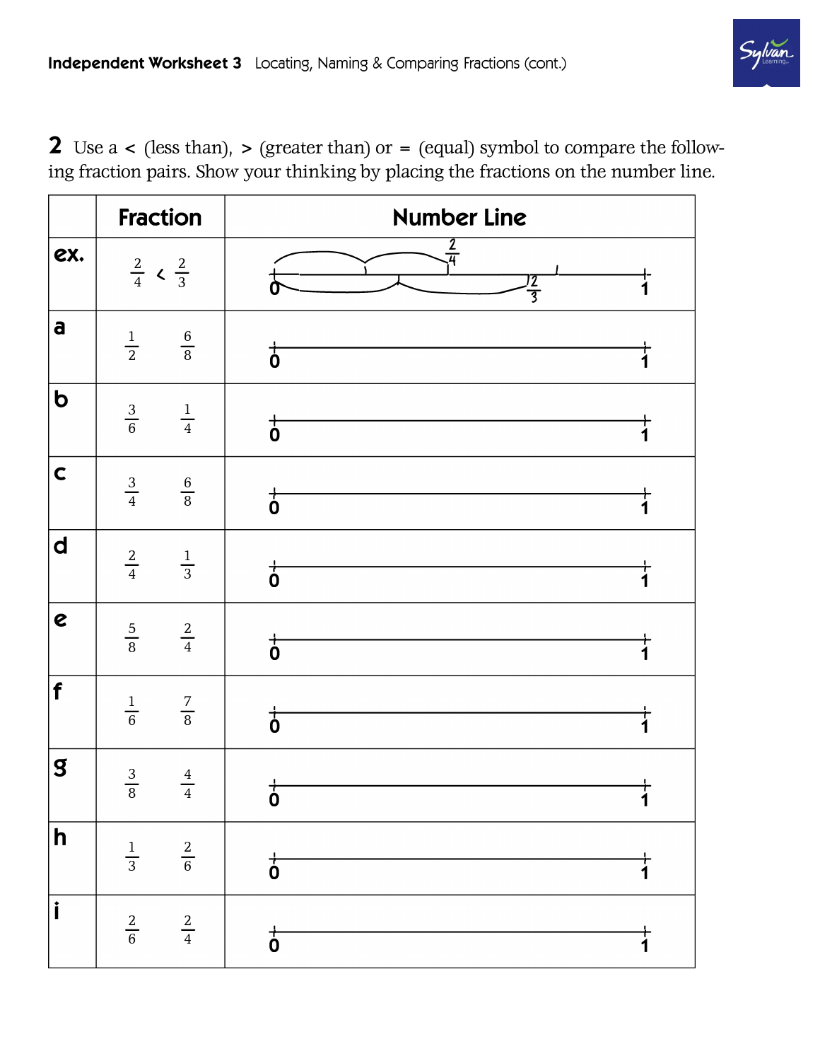**Independent Worksheet 3** Locating, Naming & Comparing Fractions (cont.)

**2** Use a < (less than), > (greater than) or = (equal) symbol to compare the following fraction pairs. Show your thinking by placing the fractions on the number line.

| | Fraction | Number Line |
|---|---|---|
| ex. | $\frac{2}{4} < \frac{2}{3}$ | 0 $\frac{2}{4}$ $\frac{2}{3}$ 1 |
| a | $\frac{1}{2}$ $\frac{6}{8}$ | 0 1 |
| b | $\frac{3}{6}$ $\frac{1}{4}$ | 0 1 |
| c | $\frac{3}{4}$ $\frac{6}{8}$ | 0 1 |
| d | $\frac{2}{4}$ $\frac{1}{3}$ | 0 1 |
| e | $\frac{5}{8}$ $\frac{2}{4}$ | 0 1 |
| f | $\frac{1}{6}$ $\frac{7}{8}$ | 0 1 |
| g | $\frac{3}{8}$ $\frac{4}{4}$ | 0 1 |
| h | $\frac{1}{3}$ $\frac{2}{6}$ | 0 1 |
| i | $\frac{2}{6}$ $\frac{2}{4}$ | 0 1 |